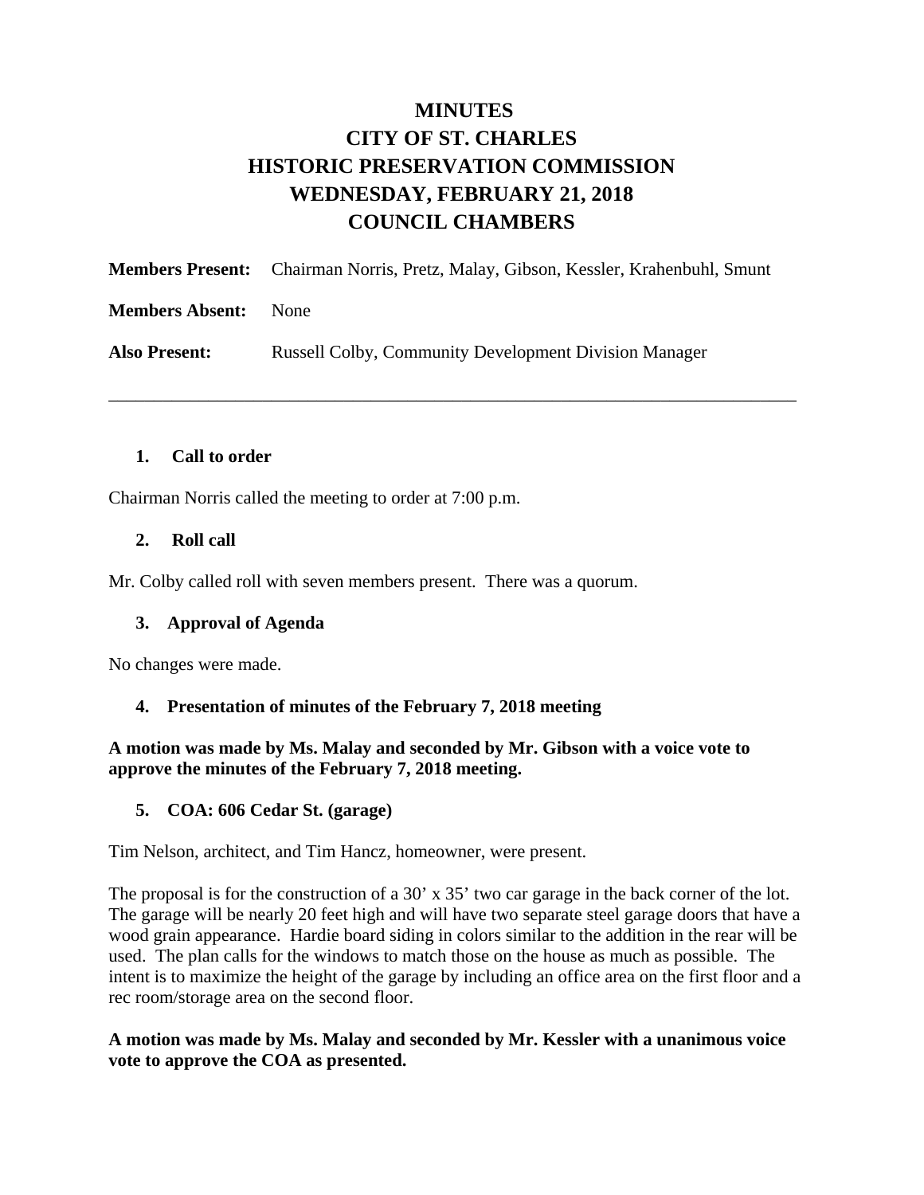# MINUTES
# CITY OF ST. CHARLES
# HISTORIC PRESERVATION COMMISSION
# WEDNESDAY, FEBRUARY 21, 2018
# COUNCIL CHAMBERS

**Members Present:** Chairman Norris, Pretz, Malay, Gibson, Kessler, Krahenbuhl, Smunt

**Members Absent:** None

**Also Present:** Russell Colby, Community Development Division Manager

---

### 1. Call to order

Chairman Norris called the meeting to order at 7:00 p.m.

### 2. Roll call

Mr. Colby called roll with seven members present. There was a quorum.

### 3. Approval of Agenda

No changes were made.

### 4. Presentation of minutes of the February 7, 2018 meeting

**A motion was made by Ms. Malay and seconded by Mr. Gibson with a voice vote to approve the minutes of the February 7, 2018 meeting.**

### 5. COA: 606 Cedar St. (garage)

Tim Nelson, architect, and Tim Hancz, homeowner, were present.

The proposal is for the construction of a 30' x 35' two car garage in the back corner of the lot. The garage will be nearly 20 feet high and will have two separate steel garage doors that have a wood grain appearance. Hardie board siding in colors similar to the addition in the rear will be used. The plan calls for the windows to match those on the house as much as possible. The intent is to maximize the height of the garage by including an office area on the first floor and a rec room/storage area on the second floor.

**A motion was made by Ms. Malay and seconded by Mr. Kessler with a unanimous voice vote to approve the COA as presented.**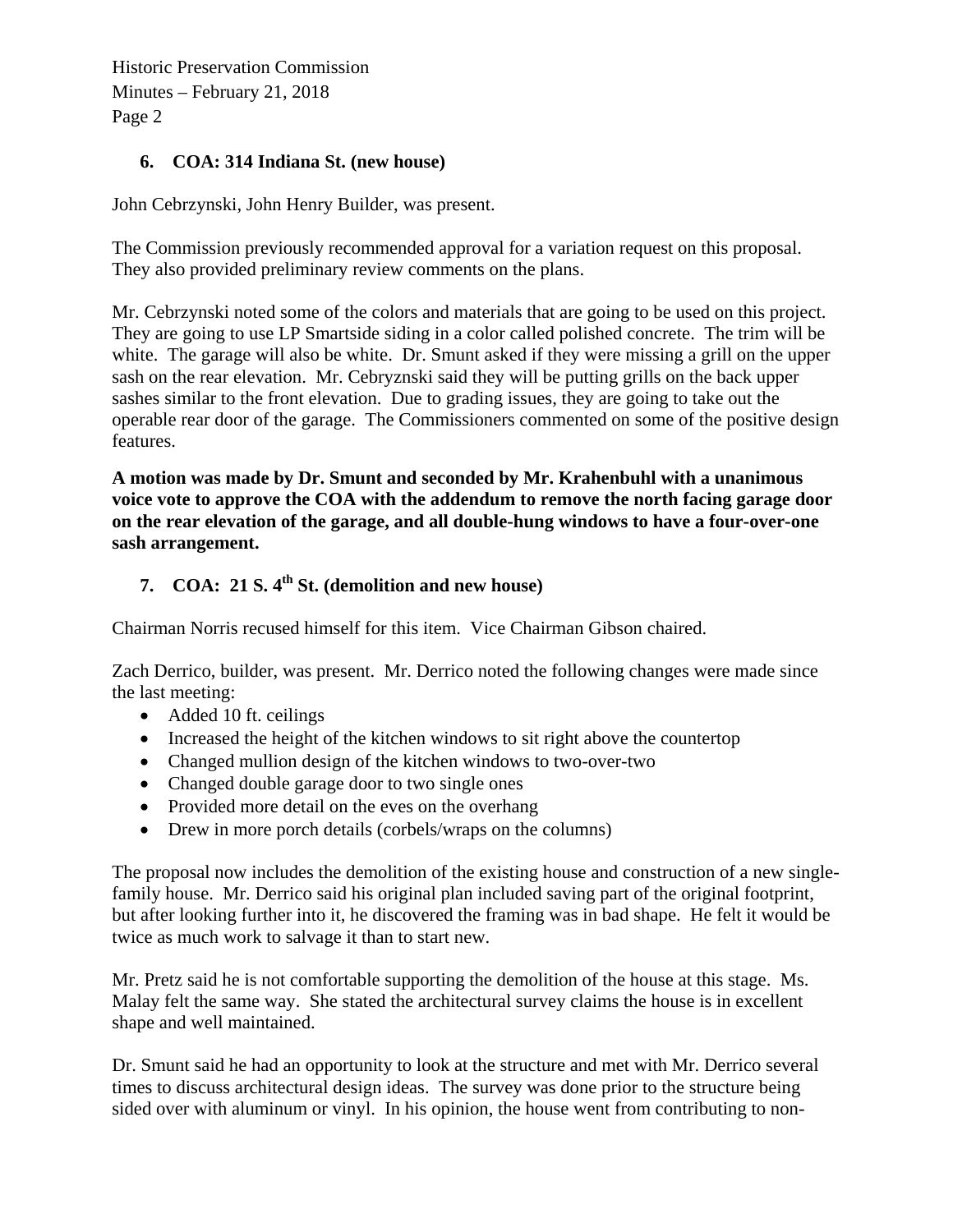## 6. COA: 314 Indiana St. (new house)

John Cebrzynski, John Henry Builder, was present.

The Commission previously recommended approval for a variation request on this proposal. They also provided preliminary review comments on the plans.

Mr. Cebrzynski noted some of the colors and materials that are going to be used on this project. They are going to use LP Smartside siding in a color called polished concrete. The trim will be white. The garage will also be white. Dr. Smunt asked if they were missing a grill on the upper sash on the rear elevation. Mr. Cebryznski said they will be putting grills on the back upper sashes similar to the front elevation. Due to grading issues, they are going to take out the operable rear door of the garage. The Commissioners commented on some of the positive design features.

**A motion was made by Dr. Smunt and seconded by Mr. Krahenbuhl with a unanimous voice vote to approve the COA with the addendum to remove the north facing garage door on the rear elevation of the garage, and all double-hung windows to have a four-over-one sash arrangement.**

## 7. COA: 21 S. 4th St. (demolition and new house)

Chairman Norris recused himself for this item. Vice Chairman Gibson chaired.

Zach Derrico, builder, was present. Mr. Derrico noted the following changes were made since the last meeting:

- Added 10 ft. ceilings
- Increased the height of the kitchen windows to sit right above the countertop
- Changed mullion design of the kitchen windows to two-over-two
- Changed double garage door to two single ones
- Provided more detail on the eves on the overhang
- Drew in more porch details (corbels/wraps on the columns)

The proposal now includes the demolition of the existing house and construction of a new single-family house. Mr. Derrico said his original plan included saving part of the original footprint, but after looking further into it, he discovered the framing was in bad shape. He felt it would be twice as much work to salvage it than to start new.

Mr. Pretz said he is not comfortable supporting the demolition of the house at this stage. Ms. Malay felt the same way. She stated the architectural survey claims the house is in excellent shape and well maintained.

Dr. Smunt said he had an opportunity to look at the structure and met with Mr. Derrico several times to discuss architectural design ideas. The survey was done prior to the structure being sided over with aluminum or vinyl. In his opinion, the house went from contributing to non-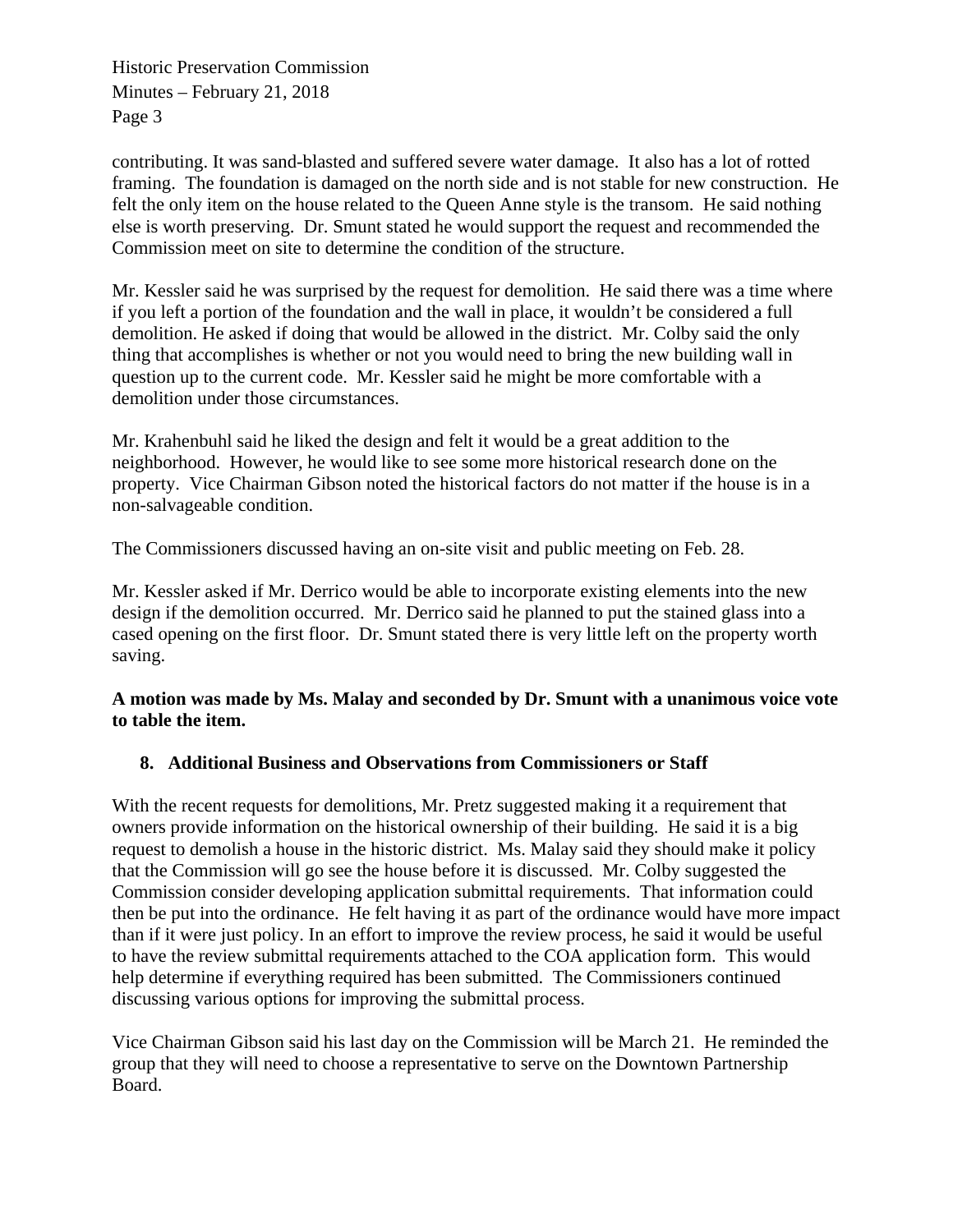contributing. It was sand-blasted and suffered severe water damage. It also has a lot of rotted framing. The foundation is damaged on the north side and is not stable for new construction. He felt the only item on the house related to the Queen Anne style is the transom. He said nothing else is worth preserving. Dr. Smunt stated he would support the request and recommended the Commission meet on site to determine the condition of the structure.

Mr. Kessler said he was surprised by the request for demolition. He said there was a time where if you left a portion of the foundation and the wall in place, it wouldn't be considered a full demolition. He asked if doing that would be allowed in the district. Mr. Colby said the only thing that accomplishes is whether or not you would need to bring the new building wall in question up to the current code. Mr. Kessler said he might be more comfortable with a demolition under those circumstances.

Mr. Krahenbuhl said he liked the design and felt it would be a great addition to the neighborhood. However, he would like to see some more historical research done on the property. Vice Chairman Gibson noted the historical factors do not matter if the house is in a non-salvageable condition.

The Commissioners discussed having an on-site visit and public meeting on Feb. 28.

Mr. Kessler asked if Mr. Derrico would be able to incorporate existing elements into the new design if the demolition occurred. Mr. Derrico said he planned to put the stained glass into a cased opening on the first floor. Dr. Smunt stated there is very little left on the property worth saving.

**A motion was made by Ms. Malay and seconded by Dr. Smunt with a unanimous voice vote to table the item.**

**8. Additional Business and Observations from Commissioners or Staff**

With the recent requests for demolitions, Mr. Pretz suggested making it a requirement that owners provide information on the historical ownership of their building. He said it is a big request to demolish a house in the historic district. Ms. Malay said they should make it policy that the Commission will go see the house before it is discussed. Mr. Colby suggested the Commission consider developing application submittal requirements. That information could then be put into the ordinance. He felt having it as part of the ordinance would have more impact than if it were just policy. In an effort to improve the review process, he said it would be useful to have the review submittal requirements attached to the COA application form. This would help determine if everything required has been submitted. The Commissioners continued discussing various options for improving the submittal process.

Vice Chairman Gibson said his last day on the Commission will be March 21. He reminded the group that they will need to choose a representative to serve on the Downtown Partnership Board.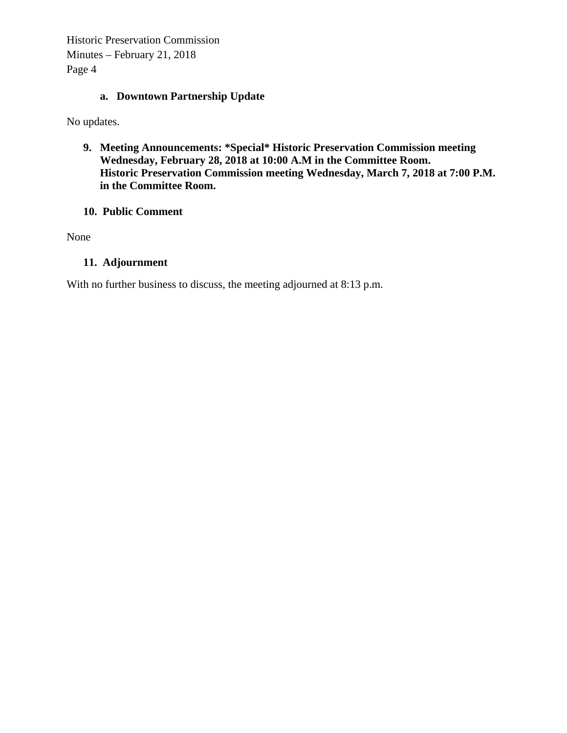**a. Downtown Partnership Update**

No updates.

**9. Meeting Announcements: *Special* Historic Preservation Commission meeting Wednesday, February 28, 2018 at 10:00 A.M in the Committee Room.
Historic Preservation Commission meeting Wednesday, March 7, 2018 at 7:00 P.M. in the Committee Room.**

**10. Public Comment**

None

**11. Adjournment**

With no further business to discuss, the meeting adjourned at 8:13 p.m.